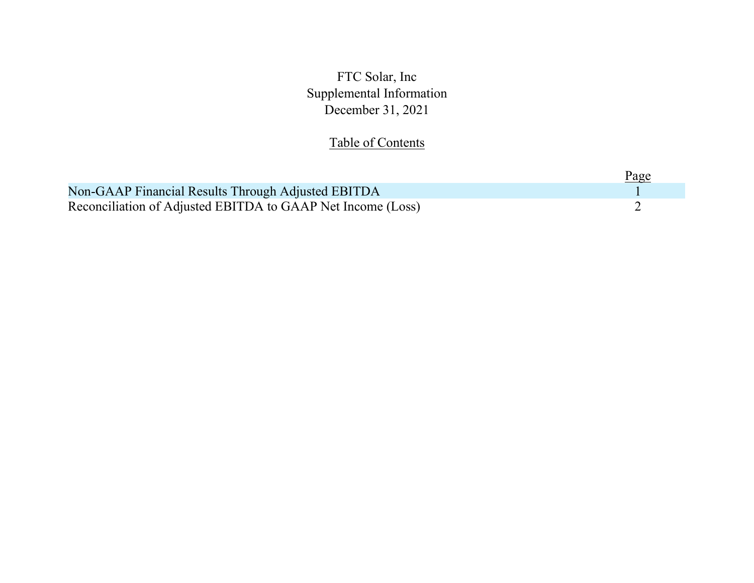# FTC Solar, Inc
## Supplemental Information
## December 31, 2021

### Table of Contents

| | Page |
|---|---|
| Non-GAAP Financial Results Through Adjusted EBITDA | 1 |
| Reconciliation of Adjusted EBITDA to GAAP Net Income (Loss) | 2 |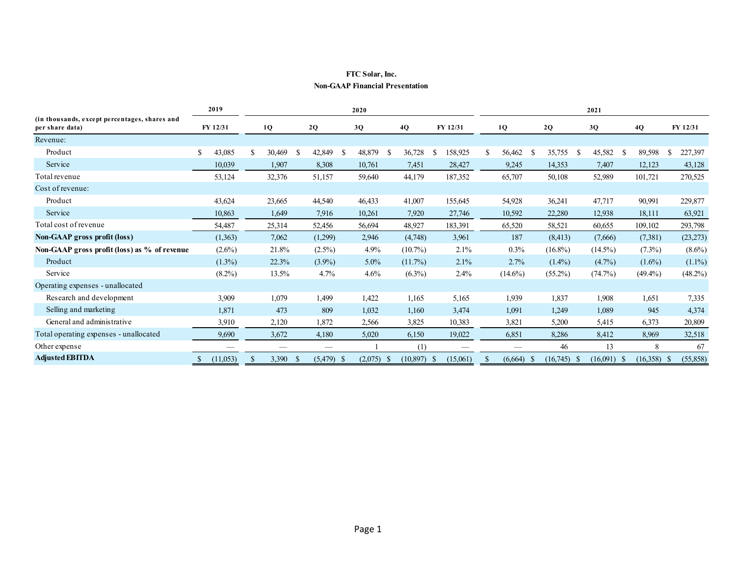**FTC Solar, Inc.**

**Non-GAAP Financial Presentation**

| (in thousands, except percentages, shares and per share data) | 2019 | 2020 | | | | | 2021 | | | | |
|---|---|---|---|---|---|---|---|---|---|---|---|
| | FY 12/31 | 1Q | 2Q | 3Q | 4Q | FY 12/31 | 1Q | 2Q | 3Q | 4Q | FY 12/31 |
| Revenue: | | | | | | | | | | | |
| Product | $ 43,085 | $ 30,469 | $ 42,849 | $ 48,879 | $ 36,728 | $ 158,925 | $ 56,462 | $ 35,755 | $ 45,582 | $ 89,598 | $ 227,397 |
| Service | 10,039 | 1,907 | 8,308 | 10,761 | 7,451 | 28,427 | 9,245 | 14,353 | 7,407 | 12,123 | 43,128 |
| Total revenue | 53,124 | 32,376 | 51,157 | 59,640 | 44,179 | 187,352 | 65,707 | 50,108 | 52,989 | 101,721 | 270,525 |
| Cost of revenue: | | | | | | | | | | | |
| Product | 43,624 | 23,665 | 44,540 | 46,433 | 41,007 | 155,645 | 54,928 | 36,241 | 47,717 | 90,991 | 229,877 |
| Service | 10,863 | 1,649 | 7,916 | 10,261 | 7,920 | 27,746 | 10,592 | 22,280 | 12,938 | 18,111 | 63,921 |
| Total cost of revenue | 54,487 | 25,314 | 52,456 | 56,694 | 48,927 | 183,391 | 65,520 | 58,521 | 60,655 | 109,102 | 293,798 |
| **Non-GAAP gross profit (loss)** | (1,363) | 7,062 | (1,299) | 2,946 | (4,748) | 3,961 | 187 | (8,413) | (7,666) | (7,381) | (23,273) |
| **Non-GAAP gross profit (loss) as % of revenue** | (2.6%) | 21.8% | (2.5%) | 4.9% | (10.7%) | 2.1% | 0.3% | (16.8%) | (14.5%) | (7.3%) | (8.6%) |
| Product | (1.3%) | 22.3% | (3.9%) | 5.0% | (11.7%) | 2.1% | 2.7% | (1.4%) | (4.7%) | (1.6%) | (1.1%) |
| Service | (8.2%) | 13.5% | 4.7% | 4.6% | (6.3%) | 2.4% | (14.6%) | (55.2%) | (74.7%) | (49.4%) | (48.2%) |
| Operating expenses - unallocated | | | | | | | | | | | |
| Research and development | 3,909 | 1,079 | 1,499 | 1,422 | 1,165 | 5,165 | 1,939 | 1,837 | 1,908 | 1,651 | 7,335 |
| Selling and marketing | 1,871 | 473 | 809 | 1,032 | 1,160 | 3,474 | 1,091 | 1,249 | 1,089 | 945 | 4,374 |
| General and administrative | 3,910 | 2,120 | 1,872 | 2,566 | 3,825 | 10,383 | 3,821 | 5,200 | 5,415 | 6,373 | 20,809 |
| Total operating expenses - unallocated | 9,690 | 3,672 | 4,180 | 5,020 | 6,150 | 19,022 | 6,851 | 8,286 | 8,412 | 8,969 | 32,518 |
| Other expense | — | — | — | 1 | (1) | — | — | 46 | 13 | 8 | 67 |
| **Adjusted EBITDA** | $ (11,053) | $ 3,390 | $ (5,479) | $ (2,075) | $ (10,897) | $ (15,061) | $ (6,664) | $ (16,745) | $ (16,091) | $ (16,358) | $ (55,858) |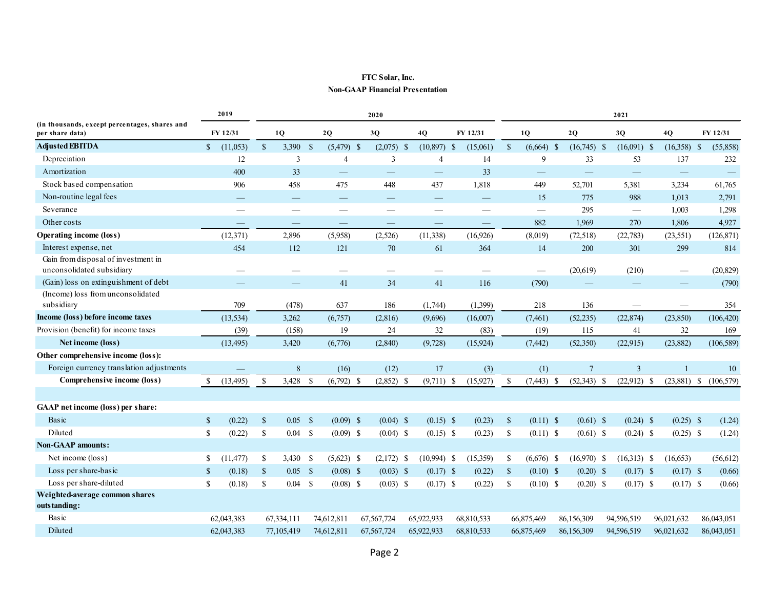**FTC Solar, Inc.**

**Non-GAAP Financial Presentation**

| (in thousands, except percentages, shares and per share data) | 2019 | 2020 | | | | | 2021 | | | | |
|---|---|---|---|---|---|---|---|---|---|---|---|
| | FY 12/31 | 1Q | 2Q | 3Q | 4Q | FY 12/31 | 1Q | 2Q | 3Q | 4Q | FY 12/31 |
| **Adjusted EBITDA** | $ (11,053) | $ 3,390 | $ (5,479) | $ (2,075) | $ (10,897) | $ (15,061) | $ (6,664) | $ (16,745) | $ (16,091) | $ (16,358) | $ (55,858) |
| Depreciation | 12 | 3 | 4 | 3 | 4 | 14 | 9 | 33 | 53 | 137 | 232 |
| Amortization | 400 | 33 | — | — | — | 33 | — | — | — | — | — |
| Stock based compensation | 906 | 458 | 475 | 448 | 437 | 1,818 | 449 | 52,701 | 5,381 | 3,234 | 61,765 |
| Non-routine legal fees | — | — | — | — | — | — | 15 | 775 | 988 | 1,013 | 2,791 |
| Severance | — | — | — | — | — | — | — | 295 | — | 1,003 | 1,298 |
| Other costs | — | — | — | — | — | — | 882 | 1,969 | 270 | 1,806 | 4,927 |
| **Operating income (loss)** | (12,371) | 2,896 | (5,958) | (2,526) | (11,338) | (16,926) | (8,019) | (72,518) | (22,783) | (23,551) | (126,871) |
| Interest expense, net | 454 | 112 | 121 | 70 | 61 | 364 | 14 | 200 | 301 | 299 | 814 |
| Gain from disposal of investment in unconsolidated subsidiary | — | — | — | — | — | — | — | (20,619) | (210) | — | (20,829) |
| (Gain) loss on extinguishment of debt | — | — | 41 | 34 | 41 | 116 | (790) | — | — | — | (790) |
| (Income) loss from unconsolidated subsidiary | 709 | (478) | 637 | 186 | (1,744) | (1,399) | 218 | 136 | — | — | 354 |
| **Income (loss) before income taxes** | (13,534) | 3,262 | (6,757) | (2,816) | (9,696) | (16,007) | (7,461) | (52,235) | (22,874) | (23,850) | (106,420) |
| Provision (benefit) for income taxes | (39) | (158) | 19 | 24 | 32 | (83) | (19) | 115 | 41 | 32 | 169 |
| **Net income (loss)** | (13,495) | 3,420 | (6,776) | (2,840) | (9,728) | (15,924) | (7,442) | (52,350) | (22,915) | (23,882) | (106,589) |
| **Other comprehensive income (loss):** | | | | | | | | | | | |
| Foreign currency translation adjustments | — | 8 | (16) | (12) | 17 | (3) | (1) | 7 | 3 | 1 | 10 |
| **Comprehensive income (loss)** | $ (13,495) | $ 3,428 | $ (6,792) | $ (2,852) | $ (9,711) | $ (15,927) | $ (7,443) | $ (52,343) | $ (22,912) | $ (23,881) | $ (106,579) |
| | | | | | | | | | | | |
| **GAAP net income (loss) per share:** | | | | | | | | | | | |
| Basic | $ (0.22) | $ 0.05 | $ (0.09) | $ (0.04) | $ (0.15) | $ (0.23) | $ (0.11) | $ (0.61) | $ (0.24) | $ (0.25) | $ (1.24) |
| Diluted | $ (0.22) | $ 0.04 | $ (0.09) | $ (0.04) | $ (0.15) | $ (0.23) | $ (0.11) | $ (0.61) | $ (0.24) | $ (0.25) | $ (1.24) |
| **Non-GAAP amounts:** | | | | | | | | | | | |
| Net income (loss) | $ (11,477) | $ 3,430 | $ (5,623) | $ (2,172) | $ (10,994) | $ (15,359) | $ (6,676) | $ (16,970) | $ (16,313) | $ (16,653) | (56,612) |
| Loss per share-basic | $ (0.18) | $ 0.05 | $ (0.08) | $ (0.03) | $ (0.17) | $ (0.22) | $ (0.10) | $ (0.20) | $ (0.17) | $ (0.17) | $ (0.66) |
| Loss per share-diluted | $ (0.18) | $ 0.04 | $ (0.08) | $ (0.03) | $ (0.17) | $ (0.22) | $ (0.10) | $ (0.20) | $ (0.17) | $ (0.17) | $ (0.66) |
| **Weighted-average common shares outstanding:** | | | | | | | | | | | |
| Basic | 62,043,383 | 67,334,111 | 74,612,811 | 67,567,724 | 65,922,933 | 68,810,533 | 66,875,469 | 86,156,309 | 94,596,519 | 96,021,632 | 86,043,051 |
| Diluted | 62,043,383 | 77,105,419 | 74,612,811 | 67,567,724 | 65,922,933 | 68,810,533 | 66,875,469 | 86,156,309 | 94,596,519 | 96,021,632 | 86,043,051 |